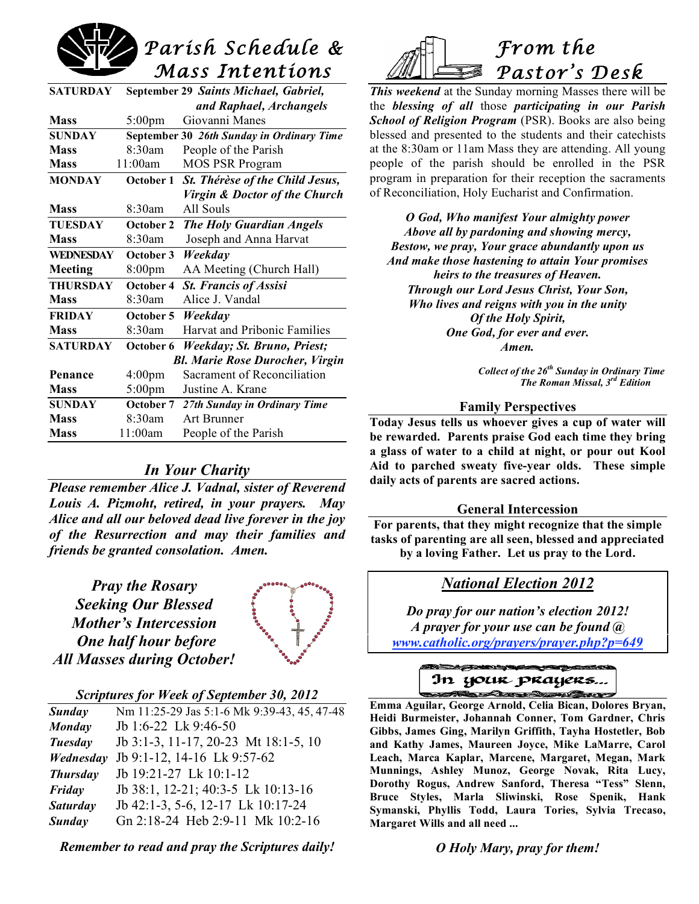# Parish Schedule & Mass Intentions

| | | |
|---|---|---|
| **SATURDAY** | **September 29** | ***Saints Michael, Gabriel, and Raphael, Archangels*** |
| **Mass** | 5:00pm | Giovanni Manes |
| **SUNDAY** | **September 30** | ***26th Sunday in Ordinary Time*** |
| **Mass** | 8:30am | People of the Parish |
| **Mass** | 11:00am | MOS PSR Program |
| **MONDAY** | **October 1** | ***St. Thérèse of the Child Jesus, Virgin & Doctor of the Church*** |
| **Mass** | 8:30am | All Souls |
| **TUESDAY** | **October 2** | ***The Holy Guardian Angels*** |
| **Mass** | 8:30am | Joseph and Anna Harvat |
| **WEDNESDAY** | **October 3** | ***Weekday*** |
| **Meeting** | 8:00pm | AA Meeting (Church Hall) |
| **THURSDAY** | **October 4** | ***St. Francis of Assisi*** |
| **Mass** | 8:30am | Alice J. Vandal |
| **FRIDAY** | **October 5** | ***Weekday*** |
| **Mass** | 8:30am | Harvat and Pribonic Families |
| **SATURDAY** | **October 6** | ***Weekday; St. Bruno, Priest; Bl. Marie Rose Durocher, Virgin*** |
| **Penance** | 4:00pm | Sacrament of Reconciliation |
| **Mass** | 5:00pm | Justine A. Krane |
| **SUNDAY** | **October 7** | ***27th Sunday in Ordinary Time*** |
| **Mass** | 8:30am | Art Brunner |
| **Mass** | 11:00am | People of the Parish |

## *In Your Charity*

***Please remember Alice J. Vadnal, sister of Reverend Louis A. Pizmoht, retired, in your prayers. May Alice and all our beloved dead live forever in the joy of the Resurrection and may their families and friends be granted consolation. Amen.***

***Pray the Rosary Seeking Our Blessed Mother's Intercession One half hour before All Masses during October!***

### *Scriptures for Week of September 30, 2012*

| | |
|---|---|
| ***Sunday*** | Nm 11:25-29 Jas 5:1-6 Mk 9:39-43, 45, 47-48 |
| ***Monday*** | Jb 1:6-22 Lk 9:46-50 |
| ***Tuesday*** | Jb 3:1-3, 11-17, 20-23 Mt 18:1-5, 10 |
| ***Wednesday*** | Jb 9:1-12, 14-16 Lk 9:57-62 |
| ***Thursday*** | Jb 19:21-27 Lk 10:1-12 |
| ***Friday*** | Jb 38:1, 12-21; 40:3-5 Lk 10:13-16 |
| ***Saturday*** | Jb 42:1-3, 5-6, 12-17 Lk 10:17-24 |
| ***Sunday*** | Gn 2:18-24 Heb 2:9-11 Mk 10:2-16 |

***Remember to read and pray the Scriptures daily!***

# From the Pastor's Desk

***This weekend*** at the Sunday morning Masses there will be the ***blessing of all*** those ***participating in our Parish School of Religion Program*** (PSR). Books are also being blessed and presented to the students and their catechists at the 8:30am or 11am Mass they are attending. All young people of the parish should be enrolled in the PSR program in preparation for their reception the sacraments of Reconciliation, Holy Eucharist and Confirmation.

***O God, Who manifest Your almighty power  
Above all by pardoning and showing mercy,  
Bestow, we pray, Your grace abundantly upon us  
And make those hastening to attain Your promises  
heirs to the treasures of Heaven.  
Through our Lord Jesus Christ, Your Son,  
Who lives and reigns with you in the unity  
Of the Holy Spirit,  
One God, for ever and ever.  
Amen.***

*Collect of the 26th Sunday in Ordinary Time*  
*The Roman Missal, 3rd Edition*

### Family Perspectives

**Today Jesus tells us whoever gives a cup of water will be rewarded. Parents praise God each time they bring a glass of water to a child at night, or pour out Kool Aid to parched sweaty five-year olds. These simple daily acts of parents are sacred actions.**

### General Intercession

**For parents, that they might recognize that the simple tasks of parenting are all seen, blessed and appreciated by a loving Father. Let us pray to the Lord.**

## *National Election 2012*

***Do pray for our nation's election 2012!  
A prayer for your use can be found @***  
***www.catholic.org/prayers/prayer.php?p=649***

### In your prayers...

**Emma Aguilar, George Arnold, Celia Bican, Dolores Bryan, Heidi Burmeister, Johannah Conner, Tom Gardner, Chris Gibbs, James Ging, Marilyn Griffith, Tayha Hostetler, Bob and Kathy James, Maureen Joyce, Mike LaMarre, Carol Leach, Marca Kaplar, Marcene, Margaret, Megan, Mark Munnings, Ashley Munoz, George Novak, Rita Lucy, Dorothy Rogus, Andrew Sanford, Theresa "Tess" Slenn, Bruce Styles, Marla Sliwinski, Rose Spenik, Hank Symanski, Phyllis Todd, Laura Tories, Sylvia Trecaso, Margaret Wills and all need ...**

***O Holy Mary, pray for them!***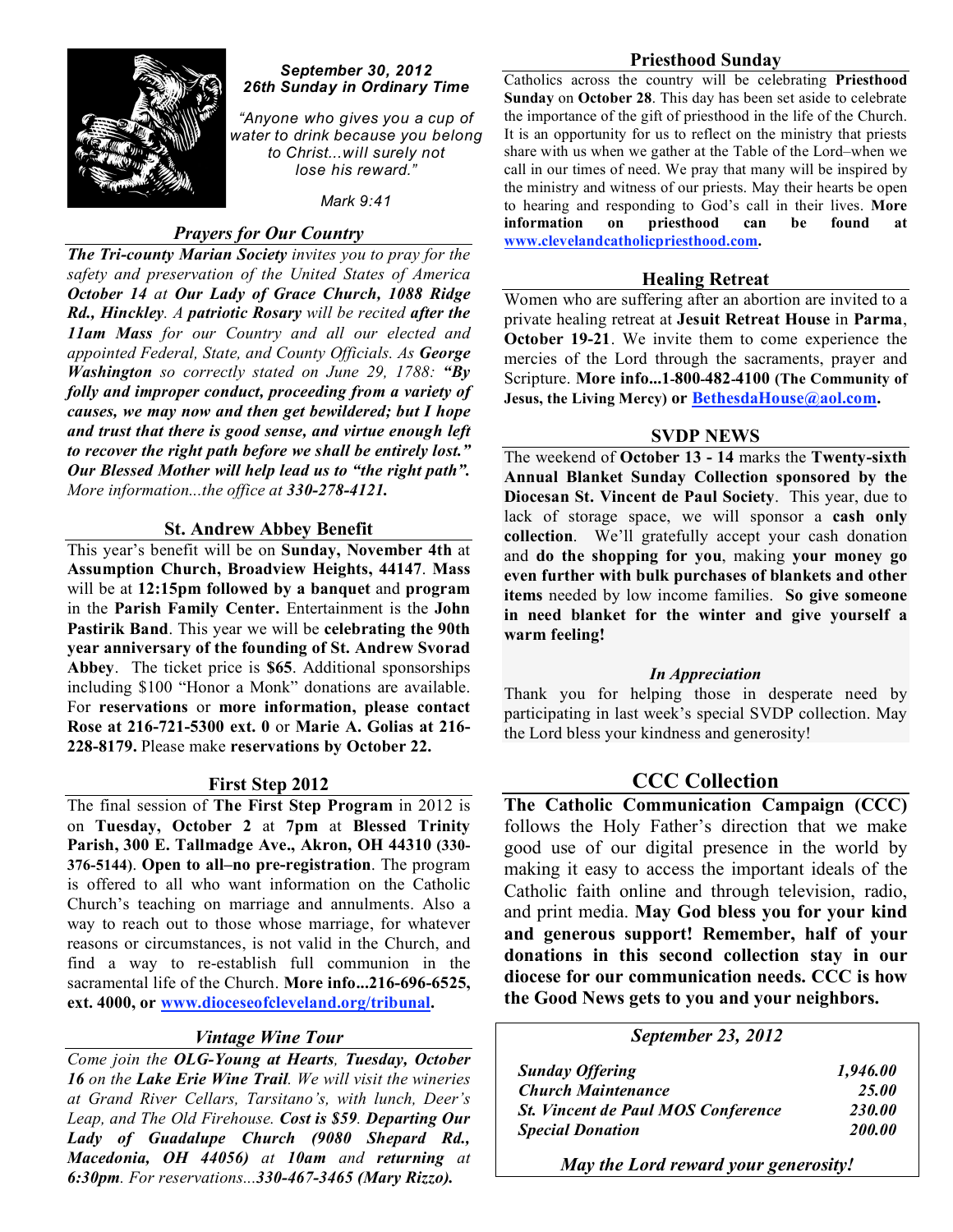***September 30, 2012***
***26th Sunday in Ordinary Time***

*"Anyone who gives you a cup of water to drink because you belong to Christ...will surely not lose his reward."*

*Mark 9:41*

## *Prayers for Our Country*

***The Tri-county Marian Society*** *invites you to pray for the safety and preservation of the United States of America* ***October 14*** *at* ***Our Lady of Grace Church, 1088 Ridge Rd., Hinckley****. A* ***patriotic Rosary*** *will be recited* ***after the 11am Mass*** *for our Country and all our elected and appointed Federal, State, and County Officials. As* ***George Washington*** *so correctly stated on June 29, 1788:* ***"By folly and improper conduct, proceeding from a variety of causes, we may now and then get bewildered; but I hope and trust that there is good sense, and virtue enough left to recover the right path before we shall be entirely lost." Our Blessed Mother will help lead us to "the right path".*** *More information...the office at* ***330-278-4121.***

## St. Andrew Abbey Benefit

This year's benefit will be on **Sunday, November 4th** at **Assumption Church, Broadview Heights, 44147**. **Mass** will be at **12:15pm followed by a banquet** and **program** in the **Parish Family Center.** Entertainment is the **John Pastirik Band**. This year we will be **celebrating the 90th year anniversary of the founding of St. Andrew Svorad Abbey**. The ticket price is **$65**. Additional sponsorships including $100 "Honor a Monk" donations are available. For **reservations** or **more information, please contact Rose at 216-721-5300 ext. 0** or **Marie A. Golias at 216-228-8179.** Please make **reservations by October 22.**

## First Step 2012

The final session of **The First Step Program** in 2012 is on **Tuesday, October 2** at **7pm** at **Blessed Trinity Parish, 300 E. Tallmadge Ave., Akron, OH 44310 (330-376-5144)**. **Open to all–no pre-registration**. The program is offered to all who want information on the Catholic Church's teaching on marriage and annulments. Also a way to reach out to those whose marriage, for whatever reasons or circumstances, is not valid in the Church, and find a way to re-establish full communion in the sacramental life of the Church. **More info...216-696-6525, ext. 4000, or www.dioceseofcleveland.org/tribunal.**

## *Vintage Wine Tour*

*Come join the* ***OLG-Young at Hearts****,* ***Tuesday, October 16*** *on the* ***Lake Erie Wine Trail****. We will visit the wineries at Grand River Cellars, Tarsitano's, with lunch, Deer's Leap, and The Old Firehouse.* ***Cost is $59****.* ***Departing Our Lady of Guadalupe Church (9080 Shepard Rd., Macedonia, OH 44056)*** *at* ***10am*** *and* ***returning*** *at* ***6:30pm****. For reservations...****330-467-3465 (Mary Rizzo).***

## Priesthood Sunday

Catholics across the country will be celebrating **Priesthood Sunday** on **October 28**. This day has been set aside to celebrate the importance of the gift of priesthood in the life of the Church. It is an opportunity for us to reflect on the ministry that priests share with us when we gather at the Table of the Lord–when we call in our times of need. We pray that many will be inspired by the ministry and witness of our priests. May their hearts be open to hearing and responding to God's call in their lives. **More information on priesthood can be found at www.clevelandcatholicpriesthood.com.**

## Healing Retreat

Women who are suffering after an abortion are invited to a private healing retreat at **Jesuit Retreat House** in **Parma**, **October 19-21**. We invite them to come experience the mercies of the Lord through the sacraments, prayer and Scripture. **More info...1-800-482-4100 (The Community of Jesus, the Living Mercy) or BethesdaHouse@aol.com.**

## SVDP NEWS

The weekend of **October 13 - 14** marks the **Twenty-sixth Annual Blanket Sunday Collection sponsored by the Diocesan St. Vincent de Paul Society**. This year, due to lack of storage space, we will sponsor a **cash only collection**. We'll gratefully accept your cash donation and **do the shopping for you**, making **your money go even further with bulk purchases of blankets and other items** needed by low income families. **So give someone in need blanket for the winter and give yourself a warm feeling!**

### *In Appreciation*

Thank you for helping those in desperate need by participating in last week's special SVDP collection. May the Lord bless your kindness and generosity!

## CCC Collection

**The Catholic Communication Campaign (CCC)** follows the Holy Father's direction that we make good use of our digital presence in the world by making it easy to access the important ideals of the Catholic faith online and through television, radio, and print media. **May God bless you for your kind and generous support! Remember, half of your donations in this second collection stay in our diocese for our communication needs. CCC is how the Good News gets to you and your neighbors.**

| ***September 23, 2012*** | |
|---|---|
| ***Sunday Offering*** | ***1,946.00*** |
| ***Church Maintenance*** | ***25.00*** |
| ***St. Vincent de Paul MOS Conference*** | ***230.00*** |
| ***Special Donation*** | ***200.00*** |

***May the Lord reward your generosity!***